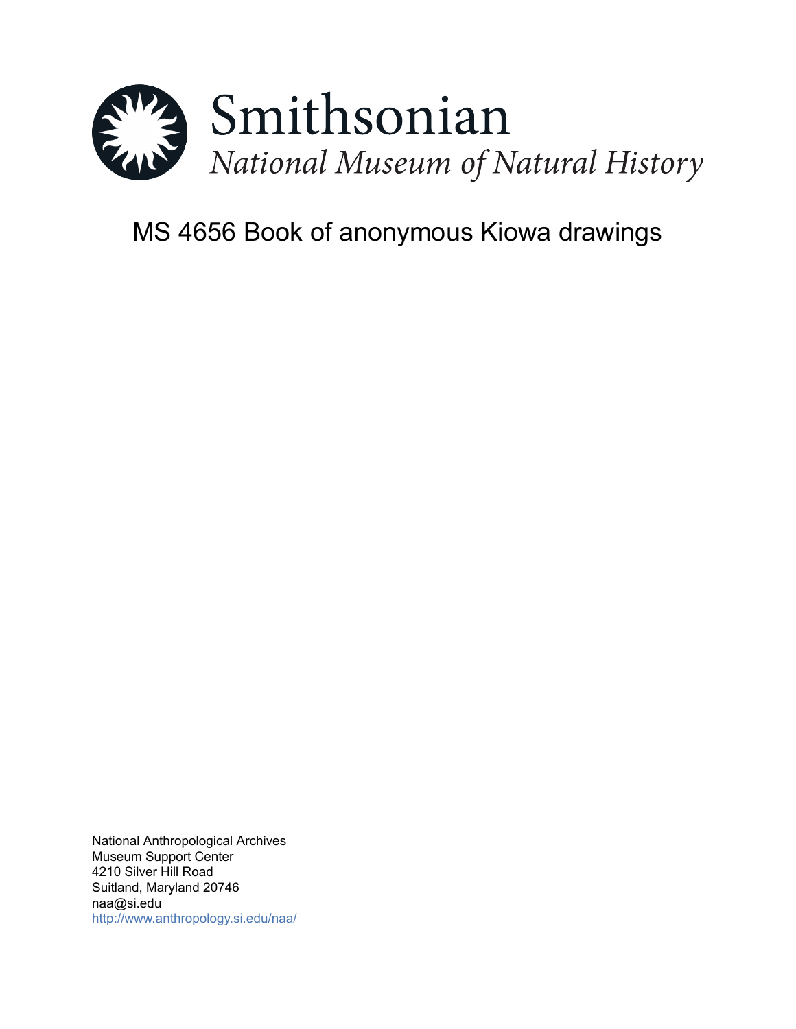Smithsonian

*National Museum of Natural History*

# MS 4656 Book of anonymous Kiowa drawings

National Anthropological Archives
Museum Support Center
4210 Silver Hill Road
Suitland, Maryland 20746
naa@si.edu
http://www.anthropology.si.edu/naa/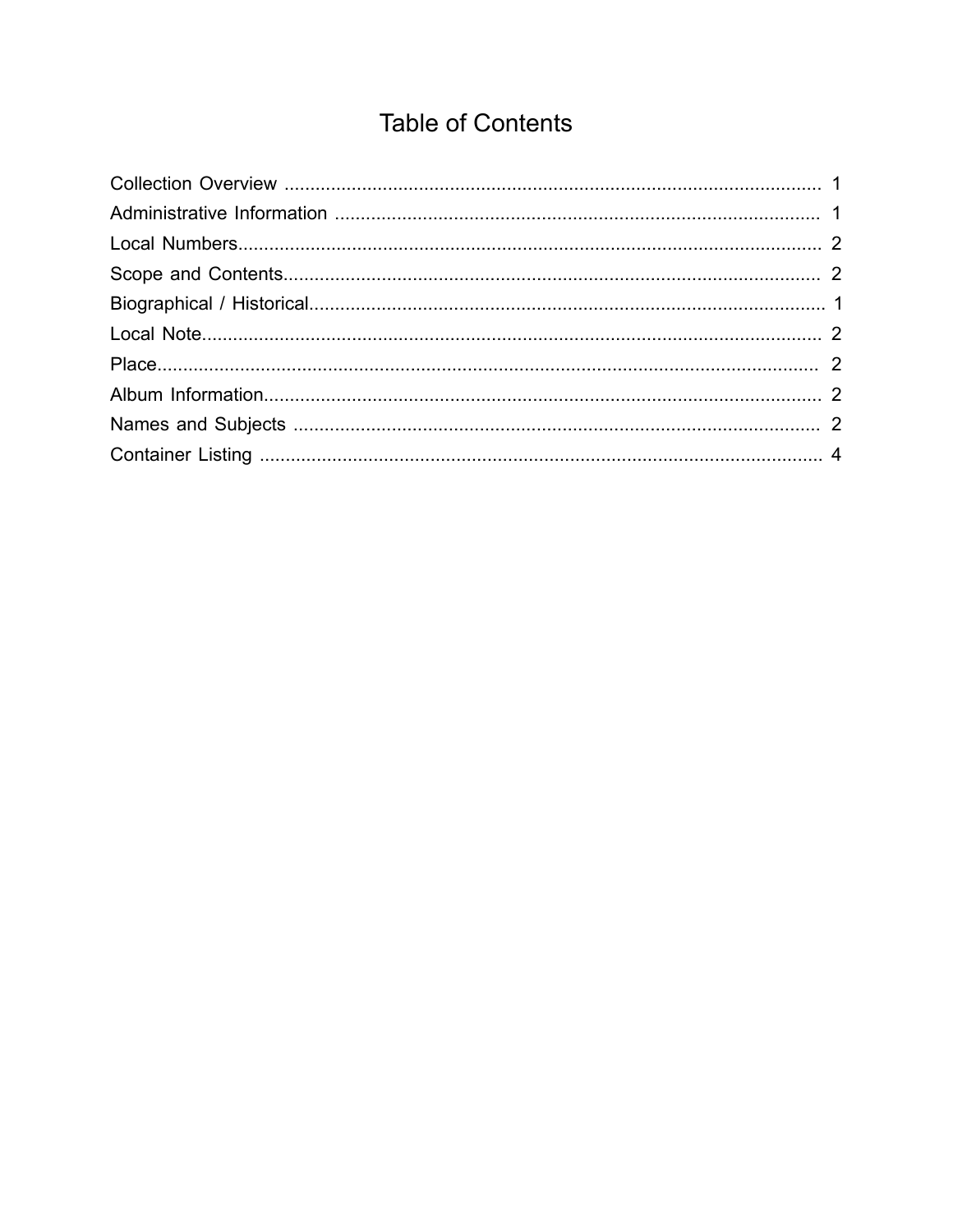# Table of Contents

| | |
|---|---|
| Collection Overview | 1 |
| Administrative Information | 1 |
| Local Numbers | 2 |
| Scope and Contents | 2 |
| Biographical / Historical | 1 |
| Local Note | 2 |
| Place | 2 |
| Album Information | 2 |
| Names and Subjects | 2 |
| Container Listing | 4 |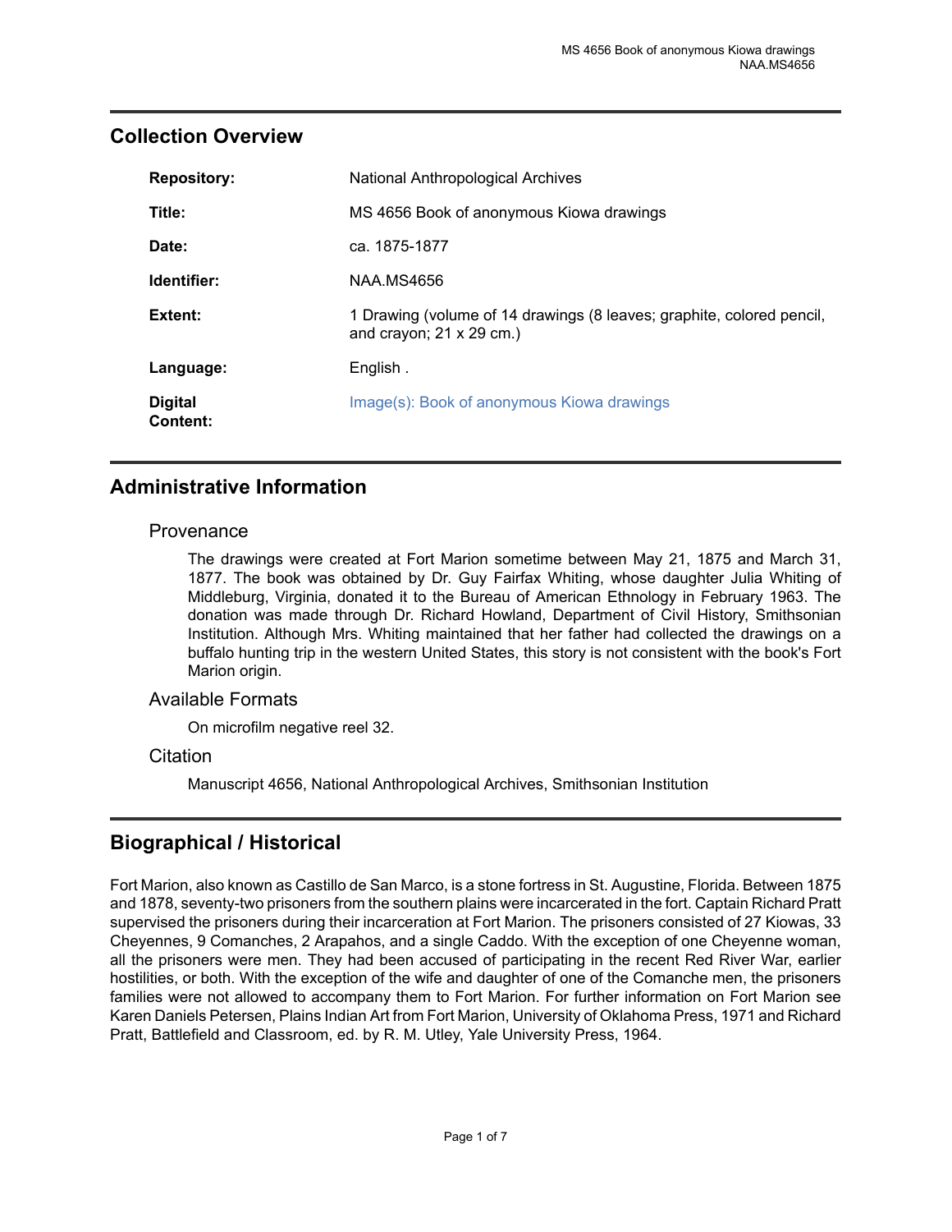## Collection Overview

| | |
|---|---|
| **Repository:** | National Anthropological Archives |
| **Title:** | MS 4656 Book of anonymous Kiowa drawings |
| **Date:** | ca. 1875-1877 |
| **Identifier:** | NAA.MS4656 |
| **Extent:** | 1 Drawing (volume of 14 drawings (8 leaves; graphite, colored pencil, and crayon; 21 x 29 cm.) |
| **Language:** | English . |
| **Digital Content:** | Image(s): Book of anonymous Kiowa drawings |

## Administrative Information

### Provenance

The drawings were created at Fort Marion sometime between May 21, 1875 and March 31, 1877. The book was obtained by Dr. Guy Fairfax Whiting, whose daughter Julia Whiting of Middleburg, Virginia, donated it to the Bureau of American Ethnology in February 1963. The donation was made through Dr. Richard Howland, Department of Civil History, Smithsonian Institution. Although Mrs. Whiting maintained that her father had collected the drawings on a buffalo hunting trip in the western United States, this story is not consistent with the book's Fort Marion origin.

### Available Formats

On microfilm negative reel 32.

### Citation

Manuscript 4656, National Anthropological Archives, Smithsonian Institution

## Biographical / Historical

Fort Marion, also known as Castillo de San Marco, is a stone fortress in St. Augustine, Florida. Between 1875 and 1878, seventy-two prisoners from the southern plains were incarcerated in the fort. Captain Richard Pratt supervised the prisoners during their incarceration at Fort Marion. The prisoners consisted of 27 Kiowas, 33 Cheyennes, 9 Comanches, 2 Arapahos, and a single Caddo. With the exception of one Cheyenne woman, all the prisoners were men. They had been accused of participating in the recent Red River War, earlier hostilities, or both. With the exception of the wife and daughter of one of the Comanche men, the prisoners families were not allowed to accompany them to Fort Marion. For further information on Fort Marion see Karen Daniels Petersen, Plains Indian Art from Fort Marion, University of Oklahoma Press, 1971 and Richard Pratt, Battlefield and Classroom, ed. by R. M. Utley, Yale University Press, 1964.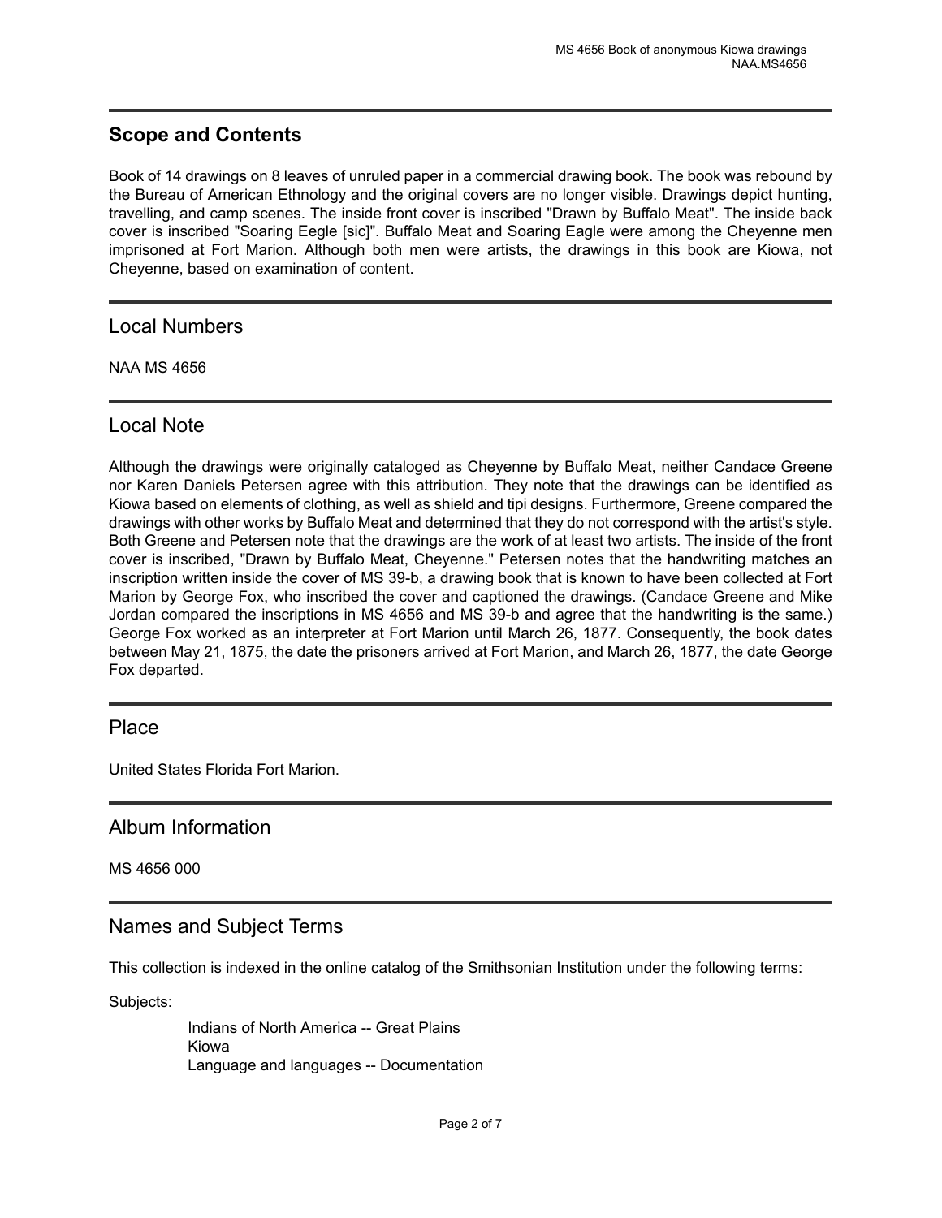## Scope and Contents

Book of 14 drawings on 8 leaves of unruled paper in a commercial drawing book. The book was rebound by the Bureau of American Ethnology and the original covers are no longer visible. Drawings depict hunting, travelling, and camp scenes. The inside front cover is inscribed "Drawn by Buffalo Meat". The inside back cover is inscribed "Soaring Eegle [sic]". Buffalo Meat and Soaring Eagle were among the Cheyenne men imprisoned at Fort Marion. Although both men were artists, the drawings in this book are Kiowa, not Cheyenne, based on examination of content.

## Local Numbers

NAA MS 4656

## Local Note

Although the drawings were originally cataloged as Cheyenne by Buffalo Meat, neither Candace Greene nor Karen Daniels Petersen agree with this attribution. They note that the drawings can be identified as Kiowa based on elements of clothing, as well as shield and tipi designs. Furthermore, Greene compared the drawings with other works by Buffalo Meat and determined that they do not correspond with the artist's style. Both Greene and Petersen note that the drawings are the work of at least two artists. The inside of the front cover is inscribed, "Drawn by Buffalo Meat, Cheyenne." Petersen notes that the handwriting matches an inscription written inside the cover of MS 39-b, a drawing book that is known to have been collected at Fort Marion by George Fox, who inscribed the cover and captioned the drawings. (Candace Greene and Mike Jordan compared the inscriptions in MS 4656 and MS 39-b and agree that the handwriting is the same.) George Fox worked as an interpreter at Fort Marion until March 26, 1877. Consequently, the book dates between May 21, 1875, the date the prisoners arrived at Fort Marion, and March 26, 1877, the date George Fox departed.

## Place

United States Florida Fort Marion.

## Album Information

MS 4656 000

## Names and Subject Terms

This collection is indexed in the online catalog of the Smithsonian Institution under the following terms:

Subjects:

- Indians of North America -- Great Plains
- Kiowa
- Language and languages -- Documentation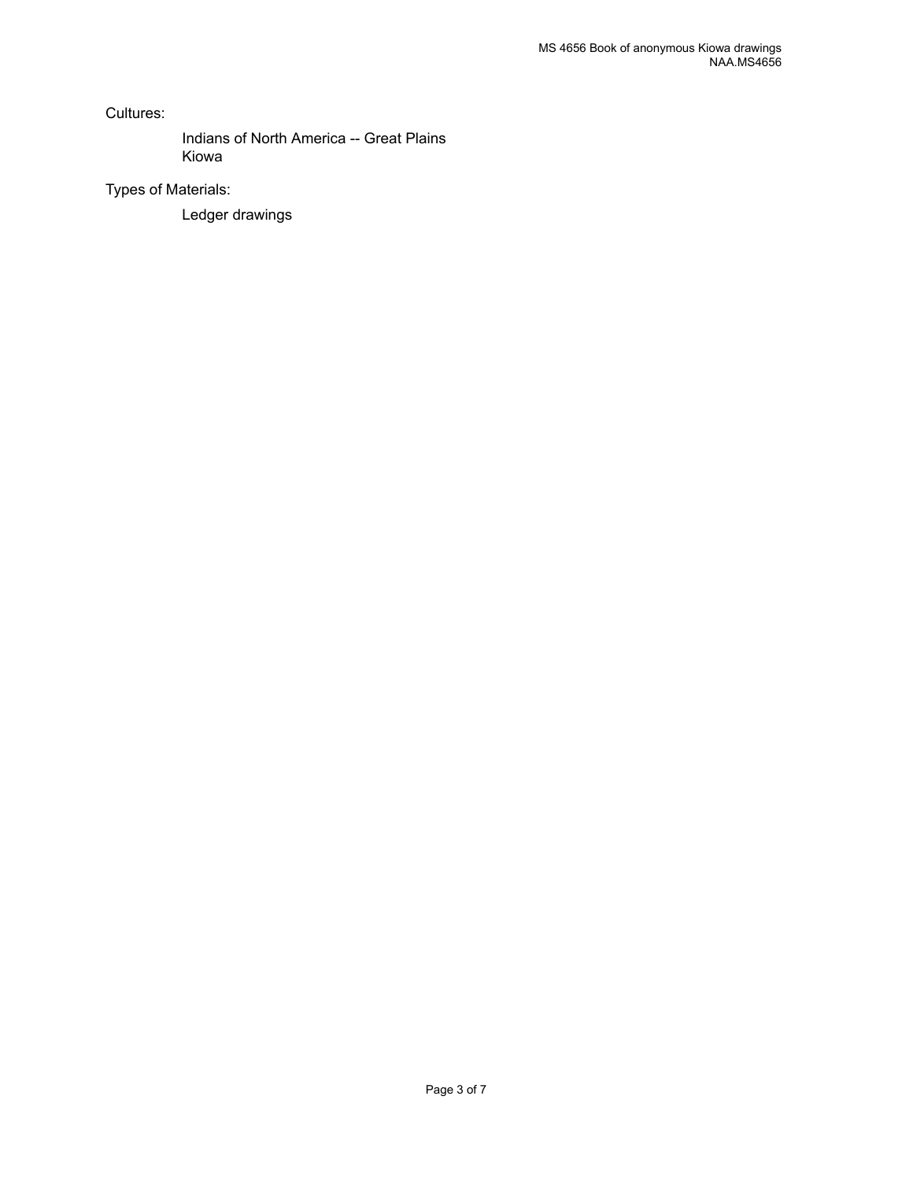Cultures:

- Indians of North America -- Great Plains
- Kiowa

Types of Materials:

- Ledger drawings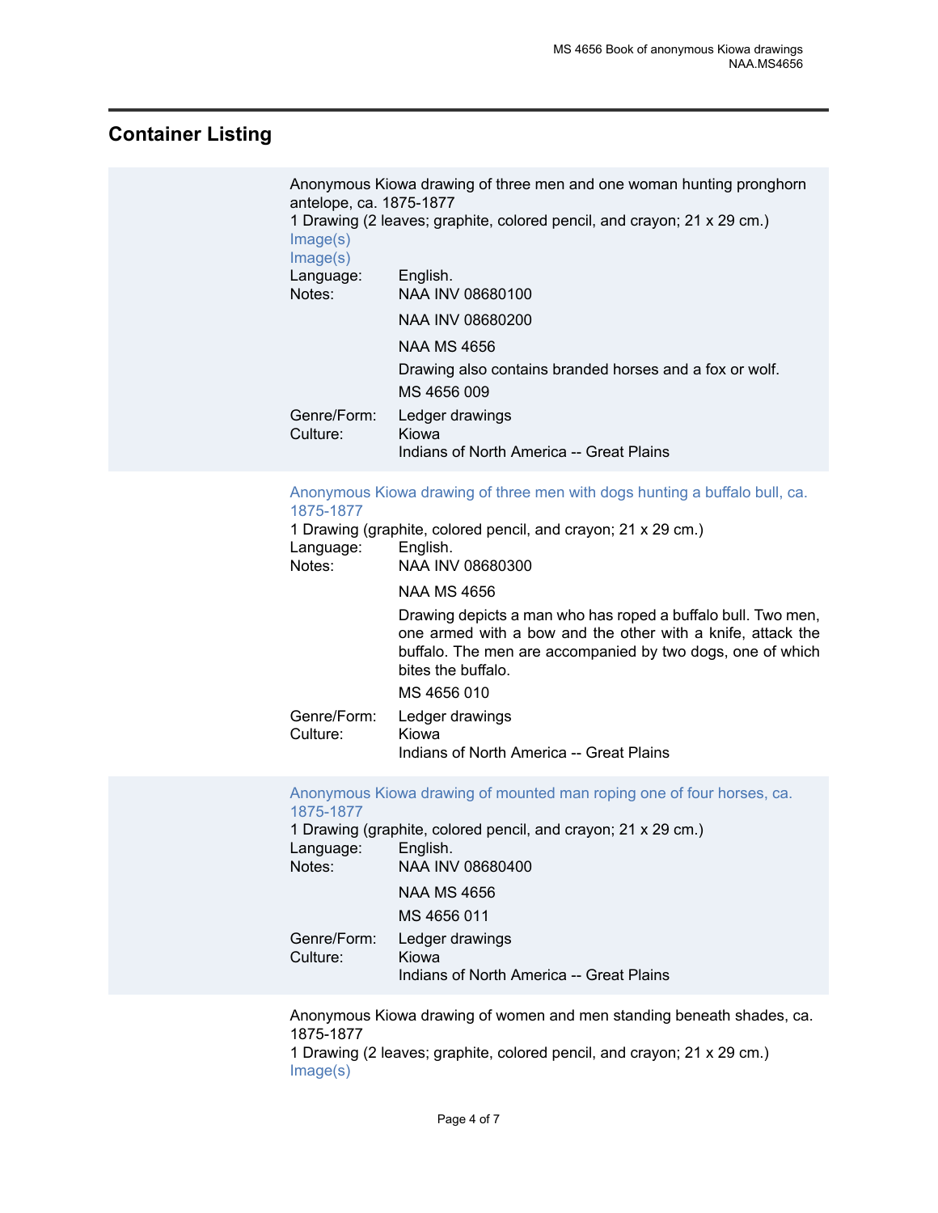## Container Listing

Anonymous Kiowa drawing of three men and one woman hunting pronghorn antelope, ca. 1875-1877
1 Drawing (2 leaves; graphite, colored pencil, and crayon; 21 x 29 cm.)
Image(s)
Image(s)

Language: English.

Notes: NAA INV 08680100

NAA INV 08680200

NAA MS 4656

Drawing also contains branded horses and a fox or wolf.

MS 4656 009

Genre/Form: Ledger drawings

Culture: Kiowa
Indians of North America -- Great Plains

---

Anonymous Kiowa drawing of three men with dogs hunting a buffalo bull, ca. 1875-1877
1 Drawing (graphite, colored pencil, and crayon; 21 x 29 cm.)

Language: English.

Notes: NAA INV 08680300

NAA MS 4656

Drawing depicts a man who has roped a buffalo bull. Two men, one armed with a bow and the other with a knife, attack the buffalo. The men are accompanied by two dogs, one of which bites the buffalo.

MS 4656 010

Genre/Form: Ledger drawings

Culture: Kiowa
Indians of North America -- Great Plains

---

Anonymous Kiowa drawing of mounted man roping one of four horses, ca. 1875-1877
1 Drawing (graphite, colored pencil, and crayon; 21 x 29 cm.)

Language: English.

Notes: NAA INV 08680400

NAA MS 4656

MS 4656 011

Genre/Form: Ledger drawings

Culture: Kiowa
Indians of North America -- Great Plains

---

Anonymous Kiowa drawing of women and men standing beneath shades, ca. 1875-1877
1 Drawing (2 leaves; graphite, colored pencil, and crayon; 21 x 29 cm.)
Image(s)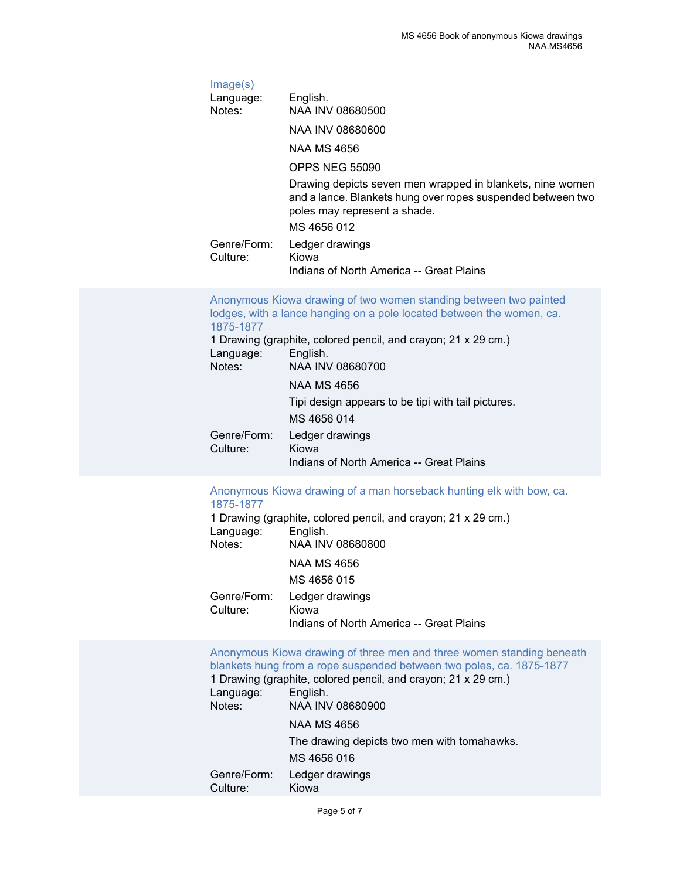Image(s)

Language: English.

Notes: NAA INV 08680500

NAA INV 08680600

NAA MS 4656

OPPS NEG 55090

Drawing depicts seven men wrapped in blankets, nine women and a lance. Blankets hung over ropes suspended between two poles may represent a shade.

MS 4656 012

Genre/Form: Ledger drawings

Culture: Kiowa

Indians of North America -- Great Plains

Anonymous Kiowa drawing of two women standing between two painted lodges, with a lance hanging on a pole located between the women, ca. 1875-1877

1 Drawing (graphite, colored pencil, and crayon; 21 x 29 cm.)

Language: English.

Notes: NAA INV 08680700

NAA MS 4656

Tipi design appears to be tipi with tail pictures.

MS 4656 014

Genre/Form: Ledger drawings

Culture: Kiowa

Indians of North America -- Great Plains

Anonymous Kiowa drawing of a man horseback hunting elk with bow, ca. 1875-1877

1 Drawing (graphite, colored pencil, and crayon; 21 x 29 cm.)

Language: English.

Notes: NAA INV 08680800

NAA MS 4656

MS 4656 015

Genre/Form: Ledger drawings

Culture: Kiowa

Indians of North America -- Great Plains

Anonymous Kiowa drawing of three men and three women standing beneath blankets hung from a rope suspended between two poles, ca. 1875-1877

1 Drawing (graphite, colored pencil, and crayon; 21 x 29 cm.)

Language: English.

Notes: NAA INV 08680900

NAA MS 4656

The drawing depicts two men with tomahawks.

MS 4656 016

Genre/Form: Ledger drawings

Culture: Kiowa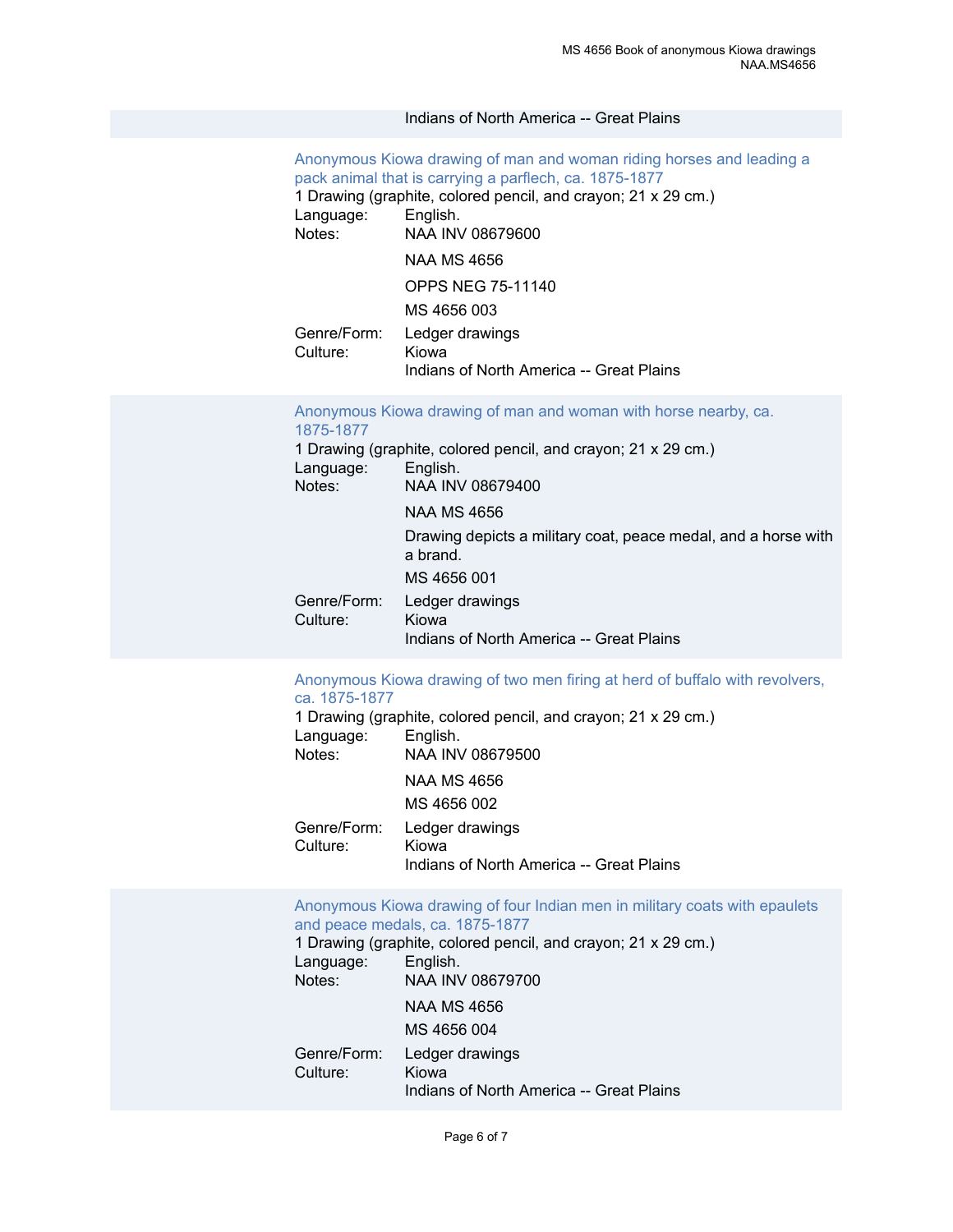Indians of North America -- Great Plains

Anonymous Kiowa drawing of man and woman riding horses and leading a pack animal that is carrying a parflech, ca. 1875-1877

1 Drawing (graphite, colored pencil, and crayon; 21 x 29 cm.)

Language: English.

Notes: NAA INV 08679600

NAA MS 4656

OPPS NEG 75-11140

MS 4656 003

Genre/Form: Ledger drawings

Culture: Kiowa

Indians of North America -- Great Plains

Anonymous Kiowa drawing of man and woman with horse nearby, ca. 1875-1877

1 Drawing (graphite, colored pencil, and crayon; 21 x 29 cm.)

Language: English.

Notes: NAA INV 08679400

NAA MS 4656

Drawing depicts a military coat, peace medal, and a horse with a brand.

MS 4656 001

Genre/Form: Ledger drawings

Culture: Kiowa

Indians of North America -- Great Plains

Anonymous Kiowa drawing of two men firing at herd of buffalo with revolvers, ca. 1875-1877

1 Drawing (graphite, colored pencil, and crayon; 21 x 29 cm.)

Language: English.

Notes: NAA INV 08679500

NAA MS 4656

MS 4656 002

Genre/Form: Ledger drawings

Culture: Kiowa

Indians of North America -- Great Plains

Anonymous Kiowa drawing of four Indian men in military coats with epaulets and peace medals, ca. 1875-1877

1 Drawing (graphite, colored pencil, and crayon; 21 x 29 cm.)

Language: English.

Notes: NAA INV 08679700

NAA MS 4656

MS 4656 004

Genre/Form: Ledger drawings

Culture: Kiowa

Indians of North America -- Great Plains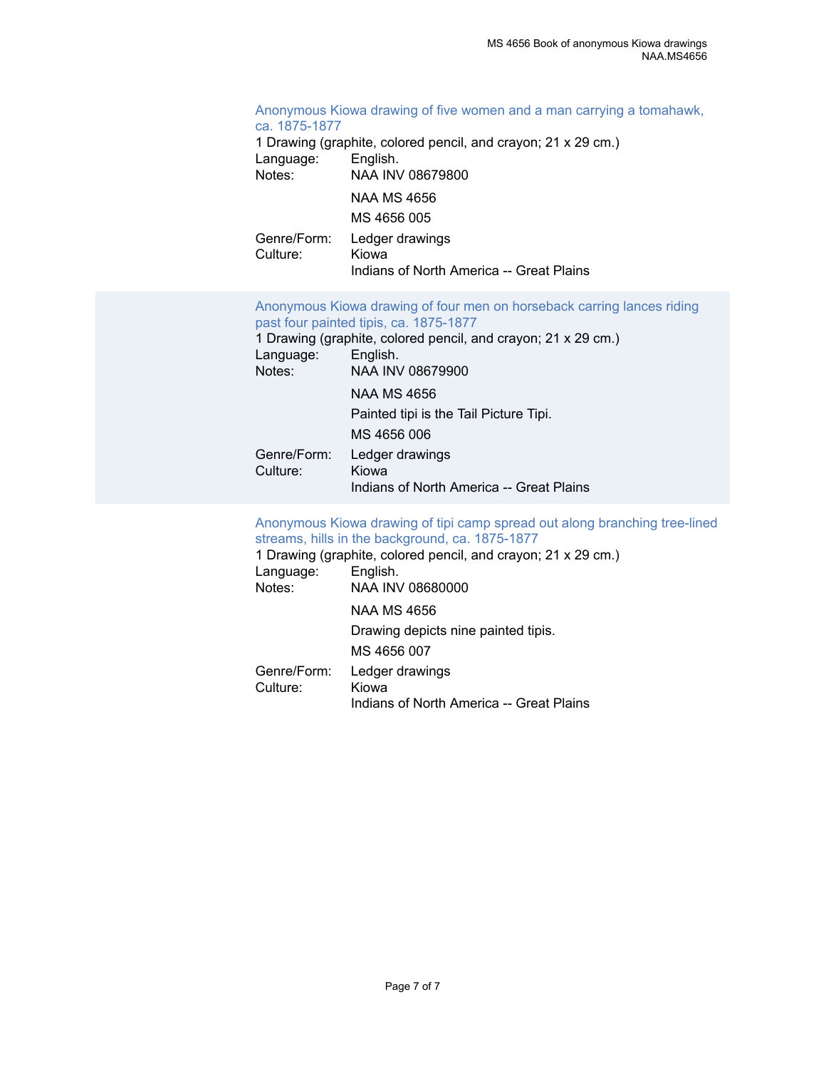### Anonymous Kiowa drawing of five women and a man carrying a tomahawk, ca. 1875-1877

1 Drawing (graphite, colored pencil, and crayon; 21 x 29 cm.)

Language: English.

Notes: NAA INV 08679800

NAA MS 4656

MS 4656 005

Genre/Form: Ledger drawings

Culture: Kiowa

Indians of North America -- Great Plains

### Anonymous Kiowa drawing of four men on horseback carring lances riding past four painted tipis, ca. 1875-1877

1 Drawing (graphite, colored pencil, and crayon; 21 x 29 cm.)

Language: English.

Notes: NAA INV 08679900

NAA MS 4656

Painted tipi is the Tail Picture Tipi.

MS 4656 006

Genre/Form: Ledger drawings

Culture: Kiowa

Indians of North America -- Great Plains

### Anonymous Kiowa drawing of tipi camp spread out along branching tree-lined streams, hills in the background, ca. 1875-1877

1 Drawing (graphite, colored pencil, and crayon; 21 x 29 cm.)

Language: English.

Notes: NAA INV 08680000

NAA MS 4656

Drawing depicts nine painted tipis.

MS 4656 007

Genre/Form: Ledger drawings

Culture: Kiowa

Indians of North America -- Great Plains